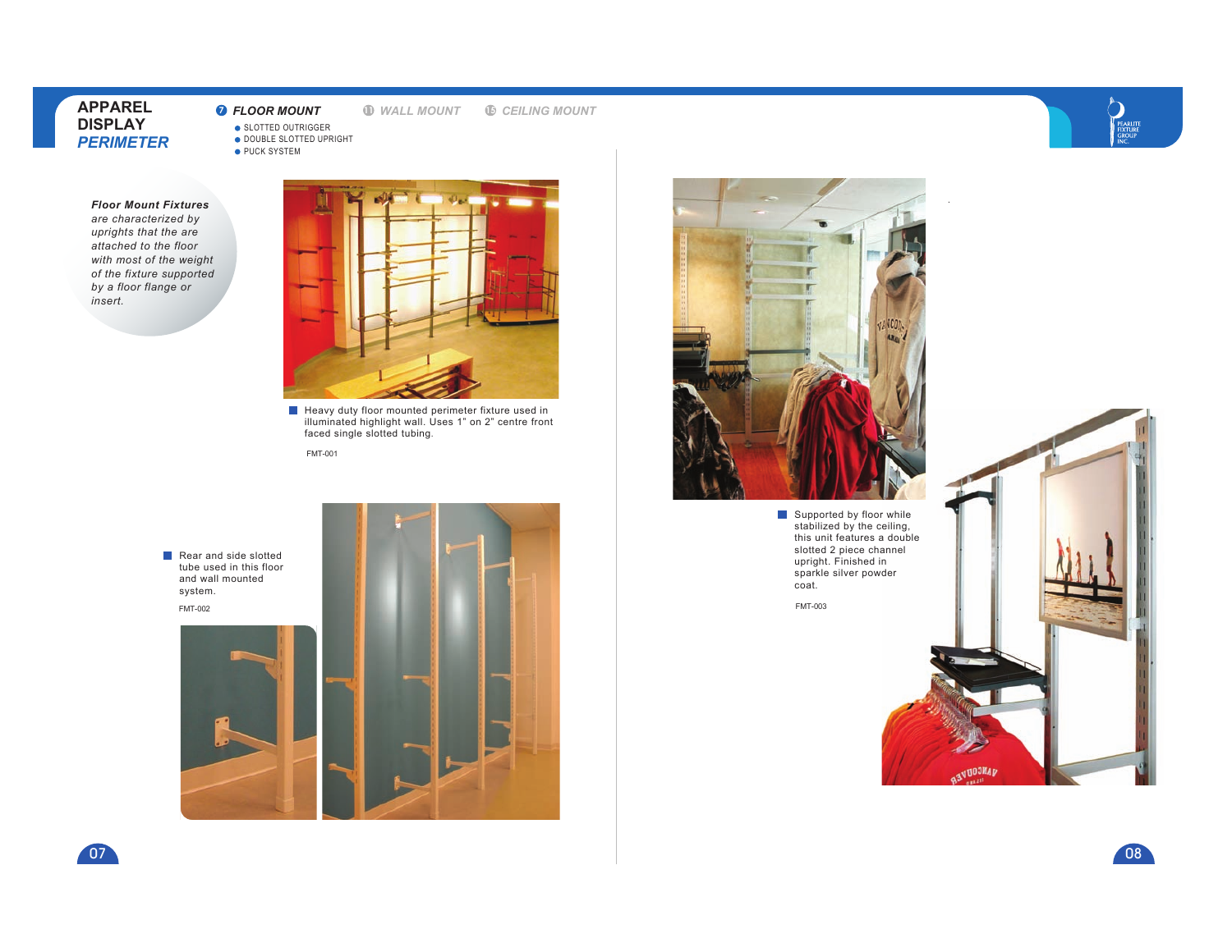# APPAREL DISPLAY *PERIMETER*

**7 *FLOOR MOUNT*** 11 *WALL MOUNT* 15 *CEILING MOUNT*

- SLOTTED OUTRIGGER
- DOUBLE SLOTTED UPRIGHT
- PUCK SYSTEM

***Floor Mount Fixtures*** *are characterized by uprights that the are attached to the floor with most of the weight of the fixture supported by a floor flange or insert.*

Heavy duty floor mounted perimeter fixture used in illuminated highlight wall. Uses 1" on 2" centre front faced single slotted tubing.

FMT-001

Rear and side slotted tube used in this floor and wall mounted system.

FMT-002

Supported by floor while stabilized by the ceiling, this unit features a double slotted 2 piece channel upright. Finished in sparkle silver powder coat.

FMT-003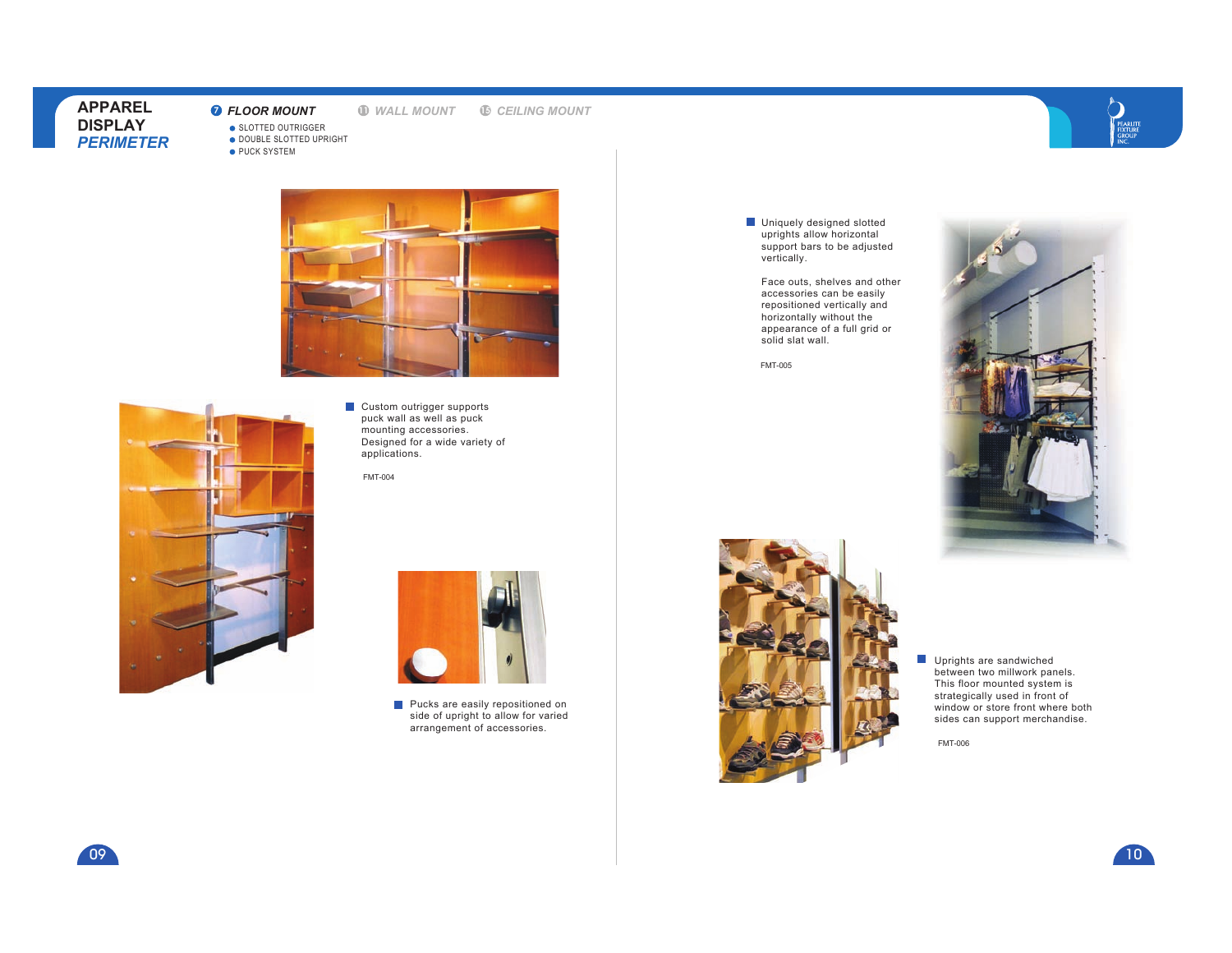# APPAREL DISPLAY *PERIMETER*

**7 *FLOOR MOUNT*** &nbsp;&nbsp; 11 *WALL MOUNT* &nbsp;&nbsp; 15 *CEILING MOUNT*

- SLOTTED OUTRIGGER
- DOUBLE SLOTTED UPRIGHT
- PUCK SYSTEM

Custom outrigger supports puck wall as well as puck mounting accessories. Designed for a wide variety of applications.

FMT-004

Pucks are easily repositioned on side of upright to allow for varied arrangement of accessories.

Uniquely designed slotted uprights allow horizontal support bars to be adjusted vertically.

Face outs, shelves and other accessories can be easily repositioned vertically and horizontally without the appearance of a full grid or solid slat wall.

FMT-005

Uprights are sandwiched between two millwork panels. This floor mounted system is strategically used in front of window or store front where both sides can support merchandise.

FMT-006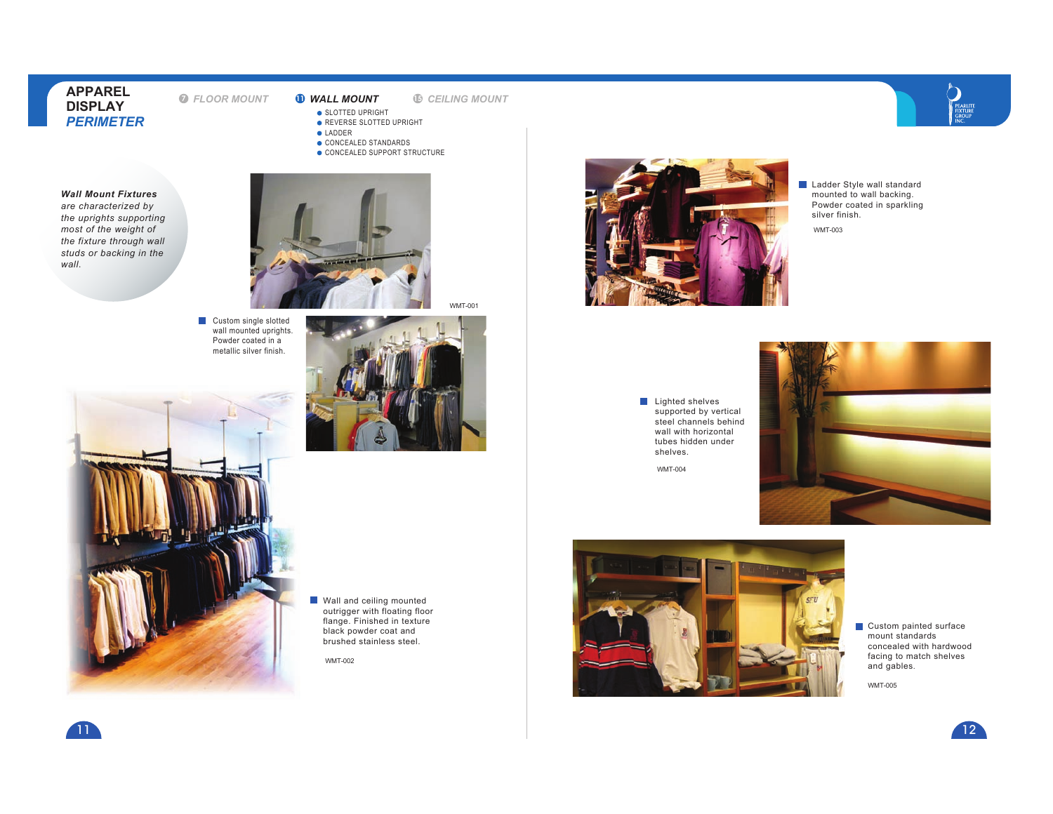# APPAREL DISPLAY

## *PERIMETER*

7 *FLOOR MOUNT* 11 ***WALL MOUNT*** 15 *CEILING MOUNT*

- SLOTTED UPRIGHT
- REVERSE SLOTTED UPRIGHT
- LADDER
- CONCEALED STANDARDS
- CONCEALED SUPPORT STRUCTURE

***Wall Mount Fixtures*** *are characterized by the uprights supporting most of the weight of the fixture through wall studs or backing in the wall.*

WMT-001

Custom single slotted wall mounted uprights. Powder coated in a metallic silver finish.

Wall and ceiling mounted outrigger with floating floor flange. Finished in texture black powder coat and brushed stainless steel.

WMT-002

Ladder Style wall standard mounted to wall backing. Powder coated in sparkling silver finish.

WMT-003

Lighted shelves supported by vertical steel channels behind wall with horizontal tubes hidden under shelves.

WMT-004

Custom painted surface mount standards concealed with hardwood facing to match shelves and gables.

WMT-005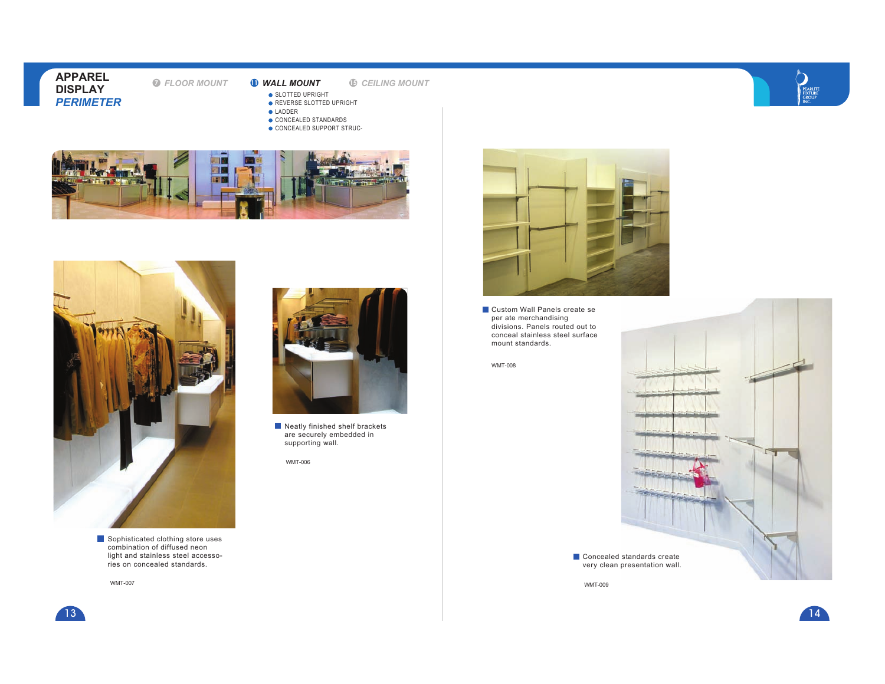# APPAREL DISPLAY

## *PERIMETER*

7 *FLOOR MOUNT*

11 ***WALL MOUNT***

- SLOTTED UPRIGHT
- REVERSE SLOTTED UPRIGHT
- LADDER
- CONCEALED STANDARDS
- CONCEALED SUPPORT STRUC-

15 *CEILING MOUNT*

Sophisticated clothing store uses combination of diffused neon light and stainless steel accessories on concealed standards.

WMT-007

Neatly finished shelf brackets are securely embedded in supporting wall.

WMT-006

Custom Wall Panels create se per ate merchandising divisions. Panels routed out to conceal stainless steel surface mount standards.

WMT-008

Concealed standards create very clean presentation wall.

WMT-009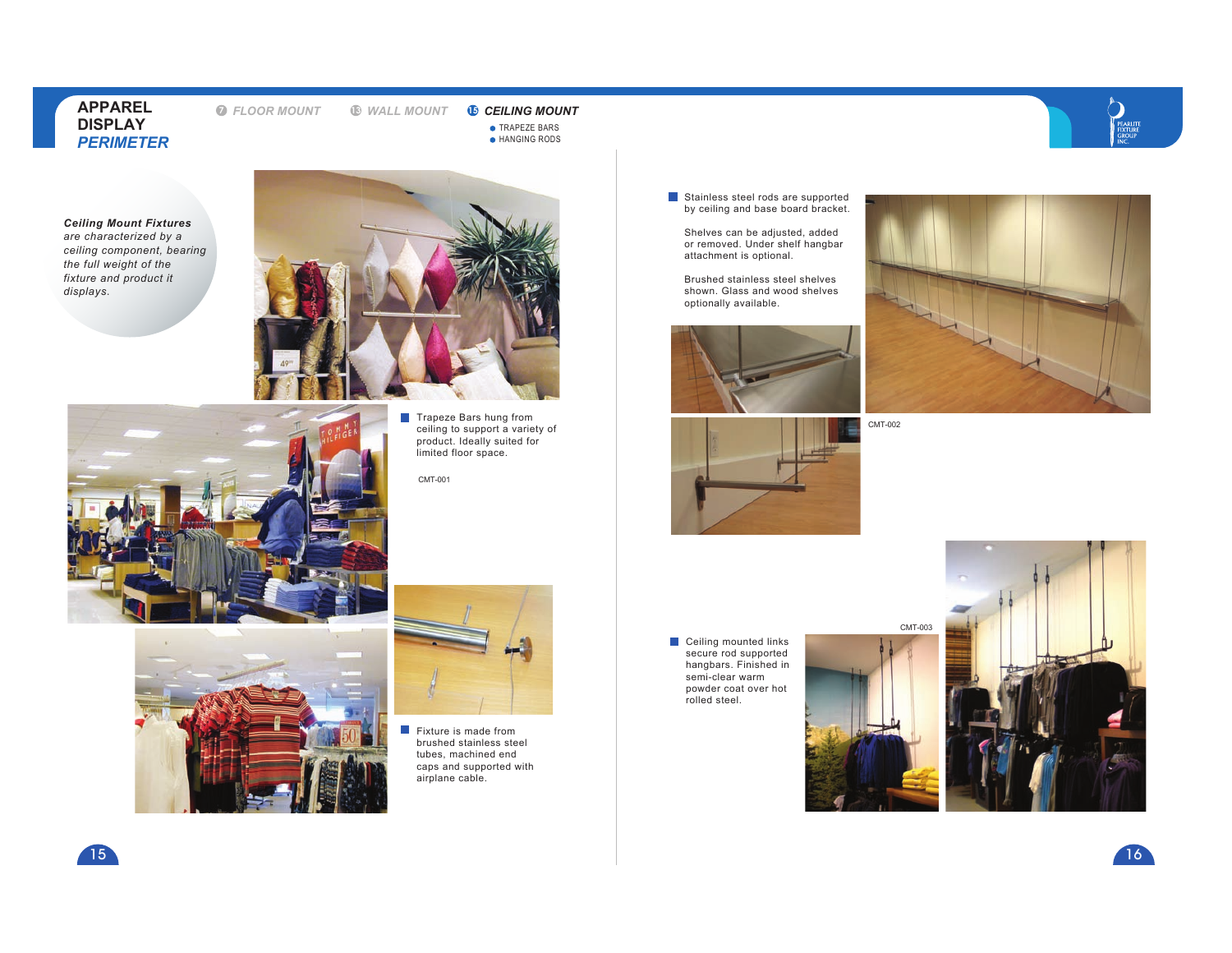# APPAREL DISPLAY *PERIMETER*

7 FLOOR MOUNT 13 WALL MOUNT 15 **CEILING MOUNT**

- TRAPEZE BARS
- HANGING RODS

***Ceiling Mount Fixtures*** *are characterized by a ceiling component, bearing the full weight of the fixture and product it displays.*

- Trapeze Bars hung from ceiling to support a variety of product. Ideally suited for limited floor space.

CMT-001

- Fixture is made from brushed stainless steel tubes, machined end caps and supported with airplane cable.

- Stainless steel rods are supported by ceiling and base board bracket.

  Shelves can be adjusted, added or removed. Under shelf hangbar attachment is optional.

  Brushed stainless steel shelves shown. Glass and wood shelves optionally available.

CMT-002

CMT-003

- Ceiling mounted links secure rod supported hangbars. Finished in semi-clear warm powder coat over hot rolled steel.